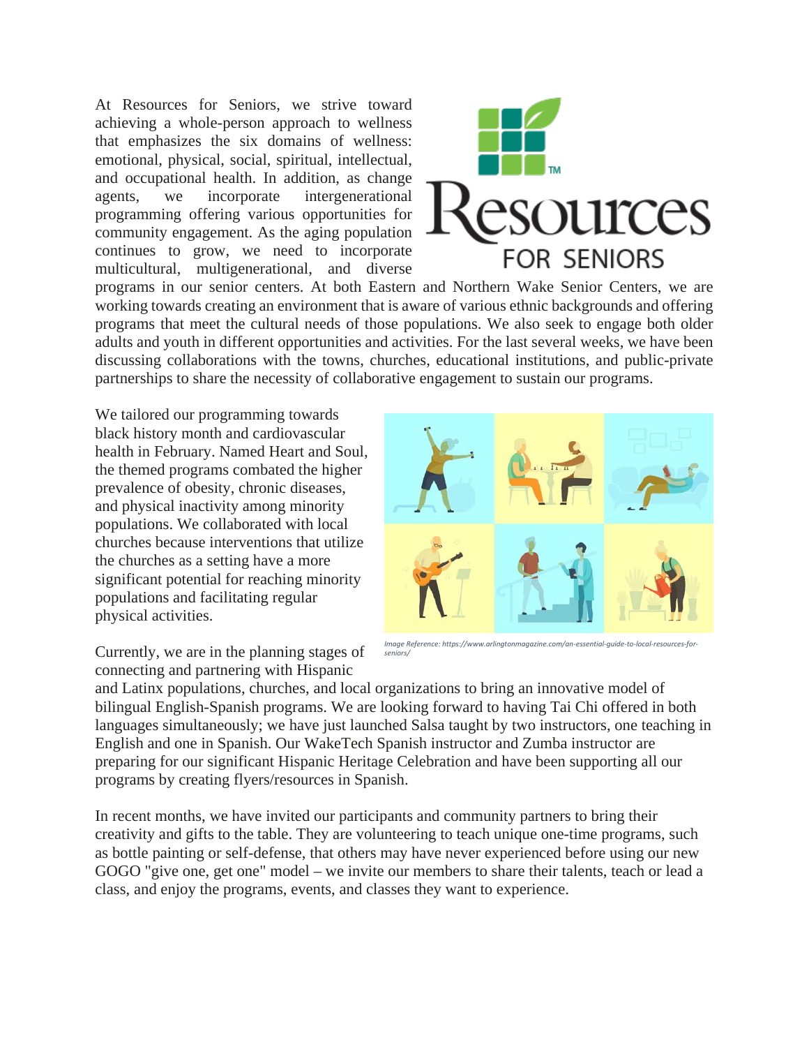At Resources for Seniors, we strive toward achieving a whole-person approach to wellness that emphasizes the six domains of wellness: emotional, physical, social, spiritual, intellectual, and occupational health. In addition, as change agents, we incorporate intergenerational programming offering various opportunities for community engagement. As the aging population continues to grow, we need to incorporate multicultural, multigenerational, and diverse programs in our senior centers. At both Eastern and Northern Wake Senior Centers, we are working towards creating an environment that is aware of various ethnic backgrounds and offering programs that meet the cultural needs of those populations. We also seek to engage both older adults and youth in different opportunities and activities. For the last several weeks, we have been discussing collaborations with the towns, churches, educational institutions, and public-private partnerships to share the necessity of collaborative engagement to sustain our programs.

We tailored our programming towards black history month and cardiovascular health in February. Named Heart and Soul, the themed programs combated the higher prevalence of obesity, chronic diseases, and physical inactivity among minority populations. We collaborated with local churches because interventions that utilize the churches as a setting have a more significant potential for reaching minority populations and facilitating regular physical activities.

*Image Reference: https://www.arlingtonmagazine.com/an-essential-guide-to-local-resources-for-seniors/*

Currently, we are in the planning stages of connecting and partnering with Hispanic and Latinx populations, churches, and local organizations to bring an innovative model of bilingual English-Spanish programs. We are looking forward to having Tai Chi offered in both languages simultaneously; we have just launched Salsa taught by two instructors, one teaching in English and one in Spanish. Our WakeTech Spanish instructor and Zumba instructor are preparing for our significant Hispanic Heritage Celebration and have been supporting all our programs by creating flyers/resources in Spanish.

In recent months, we have invited our participants and community partners to bring their creativity and gifts to the table. They are volunteering to teach unique one-time programs, such as bottle painting or self-defense, that others may have never experienced before using our new GOGO "give one, get one" model – we invite our members to share their talents, teach or lead a class, and enjoy the programs, events, and classes they want to experience.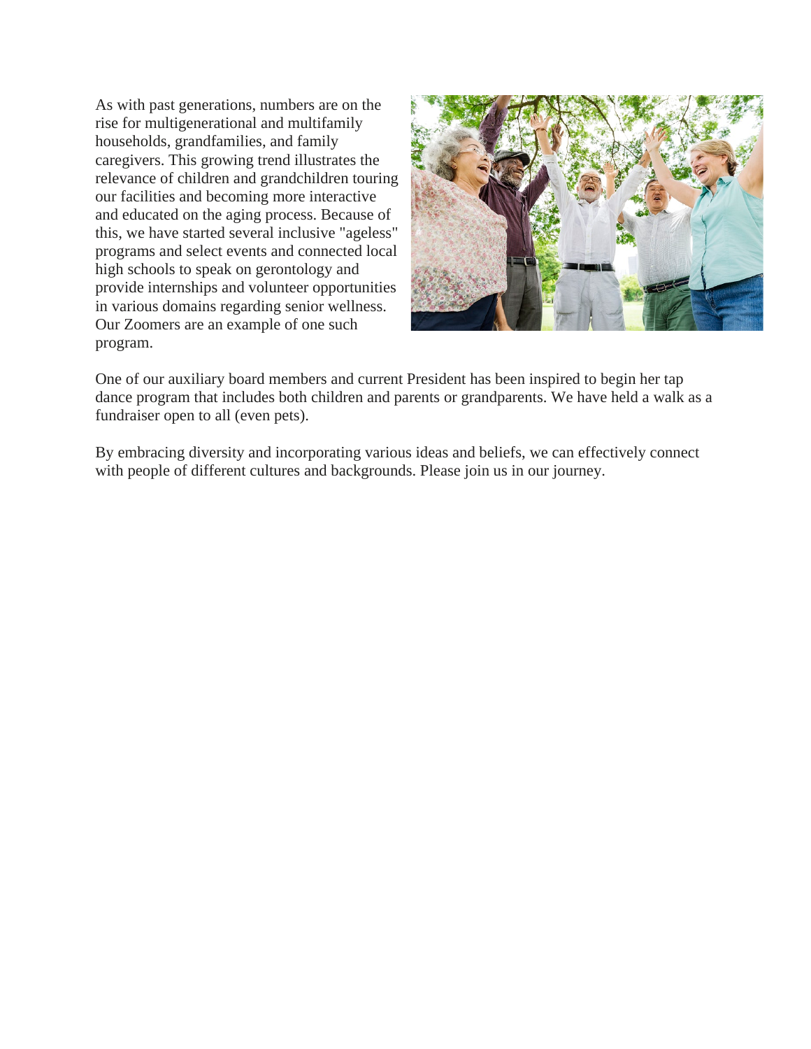As with past generations, numbers are on the rise for multigenerational and multifamily households, grandfamilies, and family caregivers. This growing trend illustrates the relevance of children and grandchildren touring our facilities and becoming more interactive and educated on the aging process. Because of this, we have started several inclusive "ageless" programs and select events and connected local high schools to speak on gerontology and provide internships and volunteer opportunities in various domains regarding senior wellness. Our Zoomers are an example of one such program.

One of our auxiliary board members and current President has been inspired to begin her tap dance program that includes both children and parents or grandparents. We have held a walk as a fundraiser open to all (even pets).

By embracing diversity and incorporating various ideas and beliefs, we can effectively connect with people of different cultures and backgrounds. Please join us in our journey.